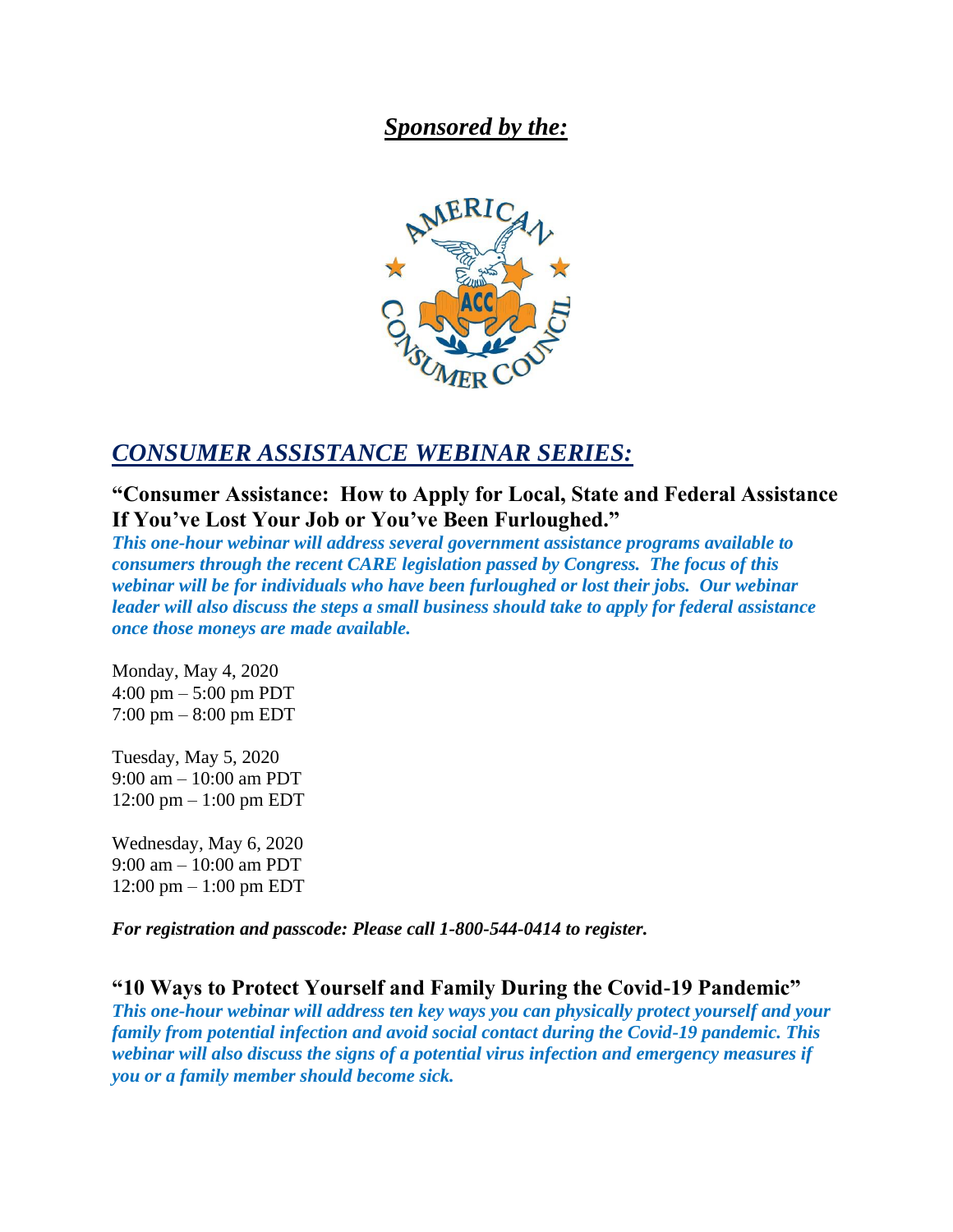***Sponsored by the:***

## ***CONSUMER ASSISTANCE WEBINAR SERIES:***

### "Consumer Assistance: How to Apply for Local, State and Federal Assistance If You've Lost Your Job or You've Been Furloughed."

***This one-hour webinar will address several government assistance programs available to consumers through the recent CARE legislation passed by Congress. The focus of this webinar will be for individuals who have been furloughed or lost their jobs. Our webinar leader will also discuss the steps a small business should take to apply for federal assistance once those moneys are made available.***

Monday, May 4, 2020
4:00 pm – 5:00 pm PDT
7:00 pm – 8:00 pm EDT

Tuesday, May 5, 2020
9:00 am – 10:00 am PDT
12:00 pm – 1:00 pm EDT

Wednesday, May 6, 2020
9:00 am – 10:00 am PDT
12:00 pm – 1:00 pm EDT

***For registration and passcode: Please call 1-800-544-0414 to register.***

### "10 Ways to Protect Yourself and Family During the Covid-19 Pandemic"

***This one-hour webinar will address ten key ways you can physically protect yourself and your family from potential infection and avoid social contact during the Covid-19 pandemic. This webinar will also discuss the signs of a potential virus infection and emergency measures if you or a family member should become sick.***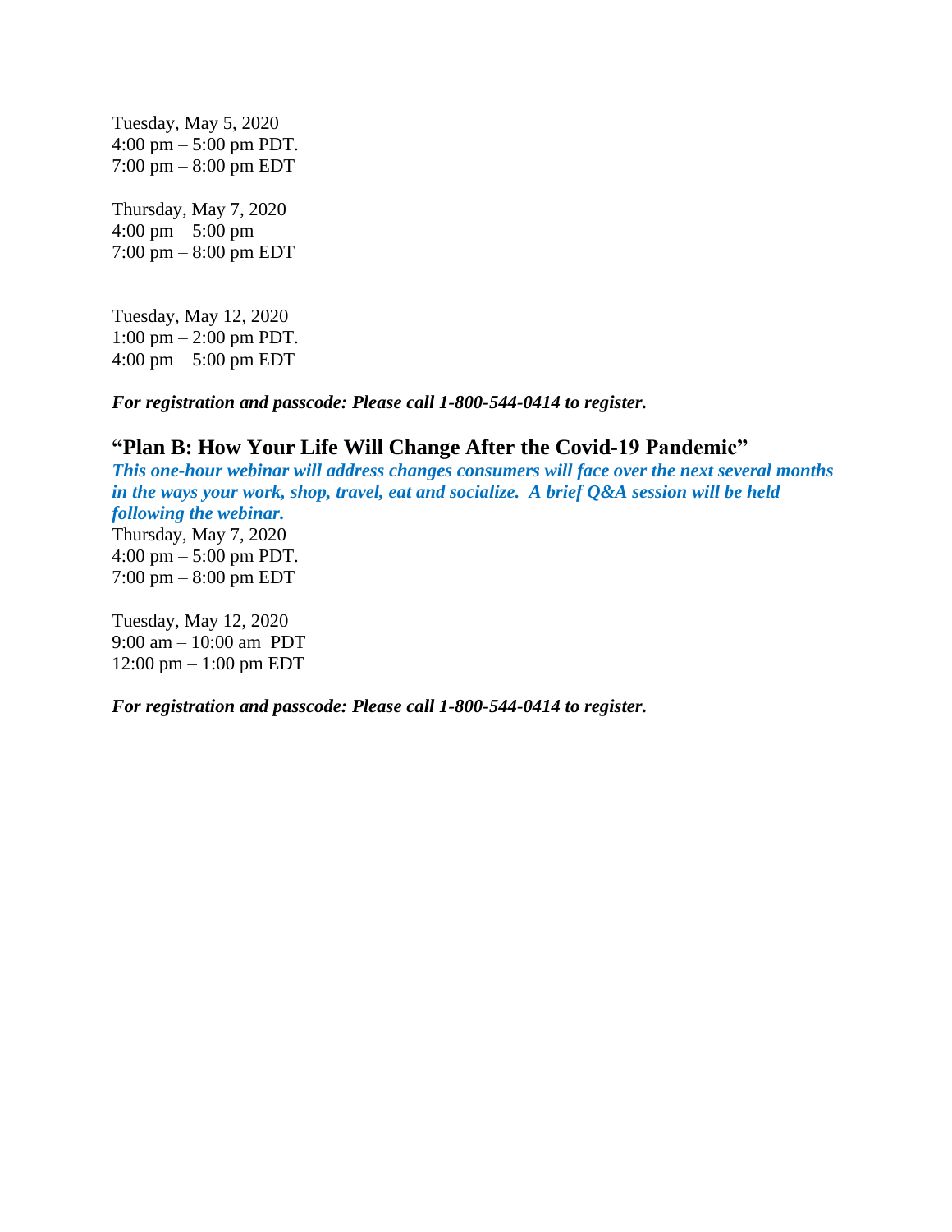Tuesday, May 5, 2020
4:00 pm – 5:00 pm PDT.
7:00 pm – 8:00 pm EDT

Thursday, May 7, 2020
4:00 pm – 5:00 pm
7:00 pm – 8:00 pm EDT

Tuesday, May 12, 2020
1:00 pm – 2:00 pm PDT.
4:00 pm – 5:00 pm EDT

***For registration and passcode: Please call 1-800-544-0414 to register.***

## "Plan B: How Your Life Will Change After the Covid-19 Pandemic"

***This one-hour webinar will address changes consumers will face over the next several months in the ways your work, shop, travel, eat and socialize. A brief Q&A session will be held following the webinar.***

Thursday, May 7, 2020
4:00 pm – 5:00 pm PDT.
7:00 pm – 8:00 pm EDT

Tuesday, May 12, 2020
9:00 am – 10:00 am PDT
12:00 pm – 1:00 pm EDT

***For registration and passcode: Please call 1-800-544-0414 to register.***